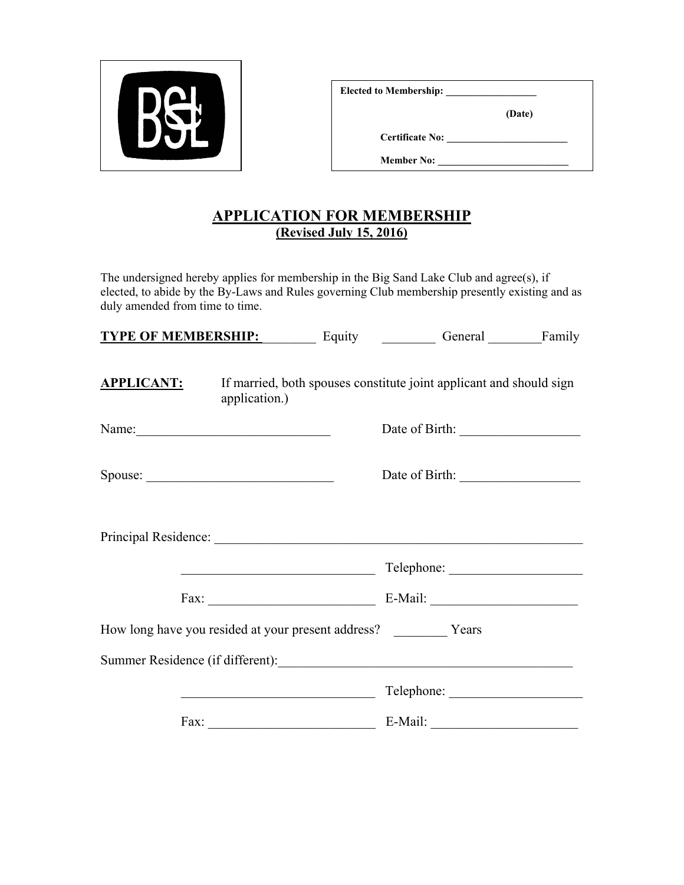BSL

**Elected to Membership: _________________**

**(Date)**

**Certificate No: _______________________**

**Member No: _________________________**

# APPLICATION FOR MEMBERSHIP
## (Revised July 15, 2016)

The undersigned hereby applies for membership in the Big Sand Lake Club and agree(s), if elected, to abide by the By-Laws and Rules governing Club membership presently existing and as duly amended from time to time.

**TYPE OF MEMBERSHIP:** ________ Equity ________ General ________Family

**APPLICANT:** If married, both spouses constitute joint applicant and should sign application.)

Name:_____________________________ Date of Birth: __________________

Spouse: ____________________________ Date of Birth: __________________

Principal Residence: ________________________________________________________

_____________________________ Telephone: ____________________

Fax: _________________________ E-Mail: ______________________

How long have you resided at your present address? ________ Years

Summer Residence (if different):____________________________________________

_____________________________ Telephone: ____________________

Fax: _________________________ E-Mail: ______________________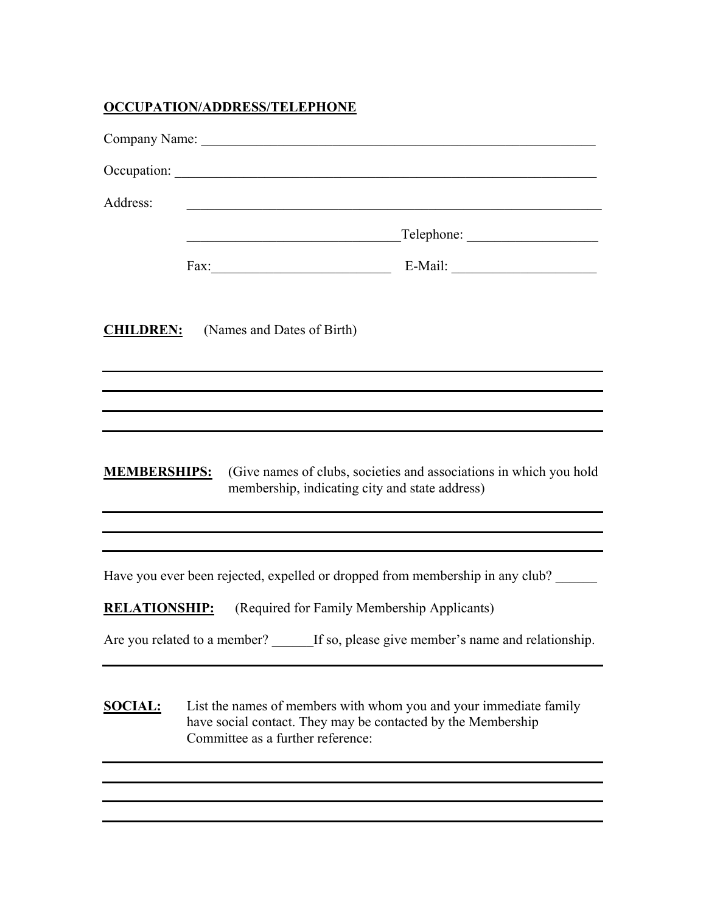**OCCUPATION/ADDRESS/TELEPHONE**

Company Name: ___________________________________________________________

Occupation: ______________________________________________________________

Address: _________________________________________________________________

_______________________________Telephone: ___________________

Fax:__________________________ E-Mail: _____________________

**CHILDREN:** (Names and Dates of Birth)

______________________________________________________________________

______________________________________________________________________

______________________________________________________________________

______________________________________________________________________

**MEMBERSHIPS:** (Give names of clubs, societies and associations in which you hold membership, indicating city and state address)

______________________________________________________________________

______________________________________________________________________

______________________________________________________________________

Have you ever been rejected, expelled or dropped from membership in any club? ______

**RELATIONSHIP:** (Required for Family Membership Applicants)

Are you related to a member? ______If so, please give member's name and relationship.

______________________________________________________________________

**SOCIAL:** List the names of members with whom you and your immediate family have social contact. They may be contacted by the Membership Committee as a further reference:

______________________________________________________________________

______________________________________________________________________

______________________________________________________________________

______________________________________________________________________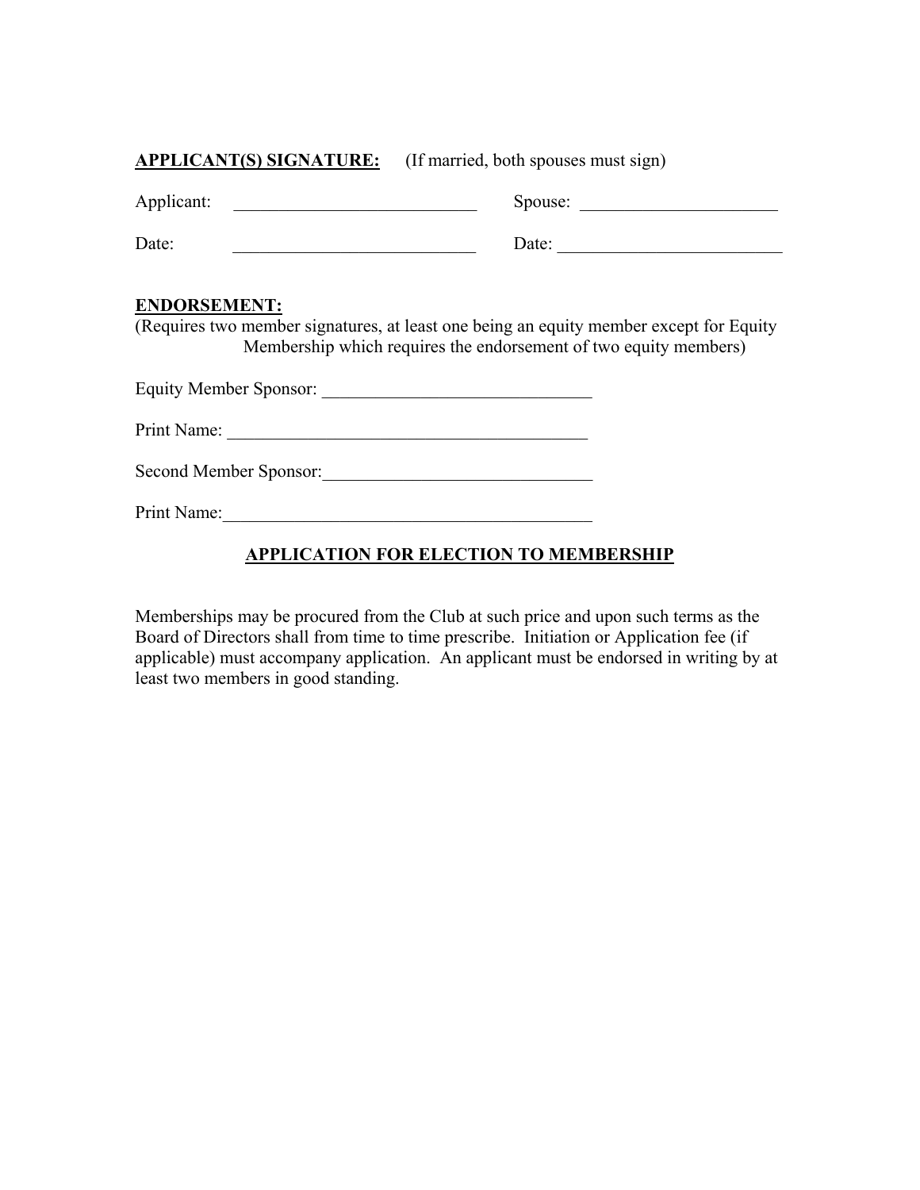**APPLICANT(S) SIGNATURE:** (If married, both spouses must sign)

Applicant: ___________________________ Spouse: ______________________

Date: ___________________________ Date: _________________________

**ENDORSEMENT:**
(Requires two member signatures, at least one being an equity member except for Equity Membership which requires the endorsement of two equity members)

Equity Member Sponsor: ______________________________

Print Name: ________________________________________

Second Member Sponsor:______________________________

Print Name:_________________________________________

## APPLICATION FOR ELECTION TO MEMBERSHIP

Memberships may be procured from the Club at such price and upon such terms as the Board of Directors shall from time to time prescribe. Initiation or Application fee (if applicable) must accompany application. An applicant must be endorsed in writing by at least two members in good standing.